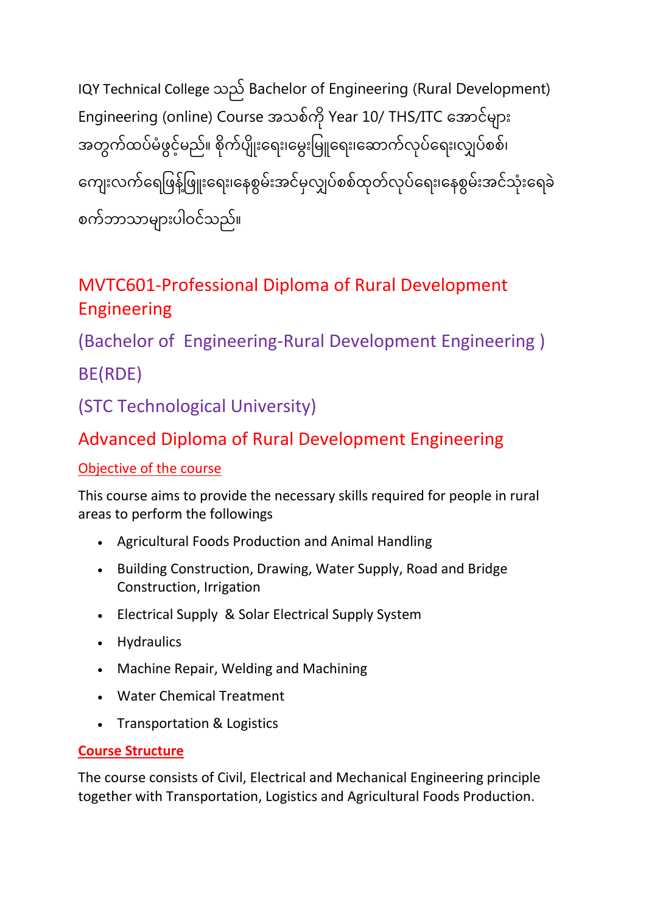IQY Technical College သည် Bachelor of Engineering (Rural Development) Engineering (online) Course အသစ်ကို Year 10/ THS/ITC အောင်များ အတွက်ထပ်မံဖွင့်မည်။ စိုက်ပျိုးရေး၊မွေးမြူရေး၊ဆောက်လုပ်ရေး၊လျှပ်စစ်၊ ကျေးလက်ရေဖြန့်ဖြူးရေး၊နေစွမ်းအင်မှလျှပ်စစ်ထုတ်လုပ်ရေး၊နေစွမ်းအင်သုံးရေခဲ စက်ဘာသာများပါဝင်သည်။

## MVTC601-Professional Diploma of Rural Development Engineering

## (Bachelor of Engineering-Rural Development Engineering )

## BE(RDE)

## (STC Technological University)

## Advanced Diploma of Rural Development Engineering

### Objective of the course

This course aims to provide the necessary skills required for people in rural areas to perform the followings

- Agricultural Foods Production and Animal Handling
- Building Construction, Drawing, Water Supply, Road and Bridge Construction, Irrigation
- Electrical Supply & Solar Electrical Supply System
- Hydraulics
- Machine Repair, Welding and Machining
- Water Chemical Treatment
- Transportation & Logistics

### **Course Structure**

The course consists of Civil, Electrical and Mechanical Engineering principle together with Transportation, Logistics and Agricultural Foods Production.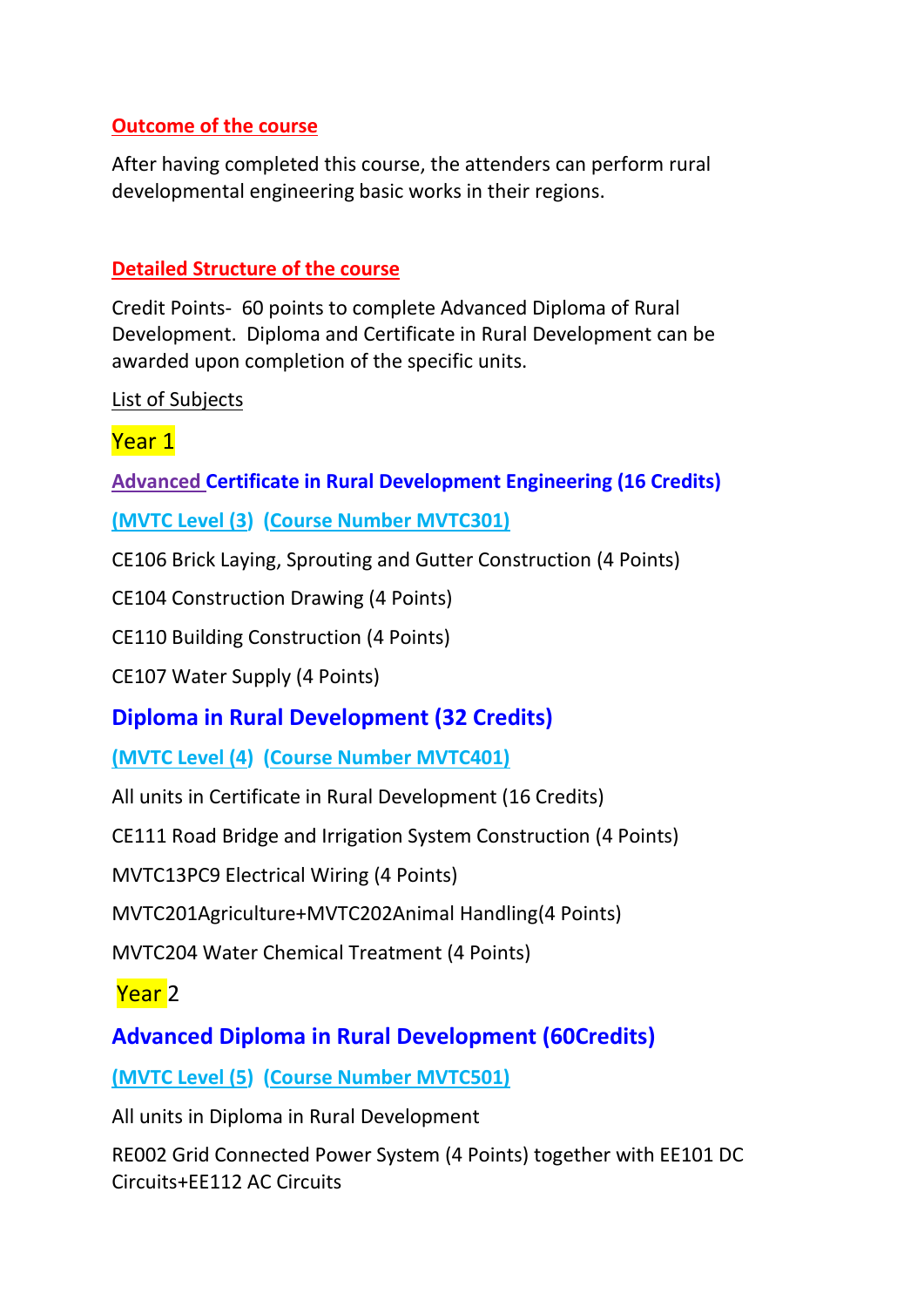## Outcome of the course

After having completed this course, the attenders can perform rural developmental engineering basic works in their regions.

## Detailed Structure of the course

Credit Points- 60 points to complete Advanced Diploma of Rural Development. Diploma and Certificate in Rural Development can be awarded upon completion of the specific units.

List of Subjects

Year 1

### Advanced Certificate in Rural Development Engineering (16 Credits)

**(MVTC Level (3)) (Course Number MVTC301)**

CE106 Brick Laying, Sprouting and Gutter Construction (4 Points)

CE104 Construction Drawing (4 Points)

CE110 Building Construction (4 Points)

CE107 Water Supply (4 Points)

### Diploma in Rural Development (32 Credits)

**(MVTC Level (4)) (Course Number MVTC401)**

All units in Certificate in Rural Development (16 Credits)

CE111 Road Bridge and Irrigation System Construction (4 Points)

MVTC13PC9 Electrical Wiring (4 Points)

MVTC201Agriculture+MVTC202Animal Handling(4 Points)

MVTC204 Water Chemical Treatment (4 Points)

Year 2

### Advanced Diploma in Rural Development (60Credits)

**(MVTC Level (5)) (Course Number MVTC501)**

All units in Diploma in Rural Development

RE002 Grid Connected Power System (4 Points) together with EE101 DC Circuits+EE112 AC Circuits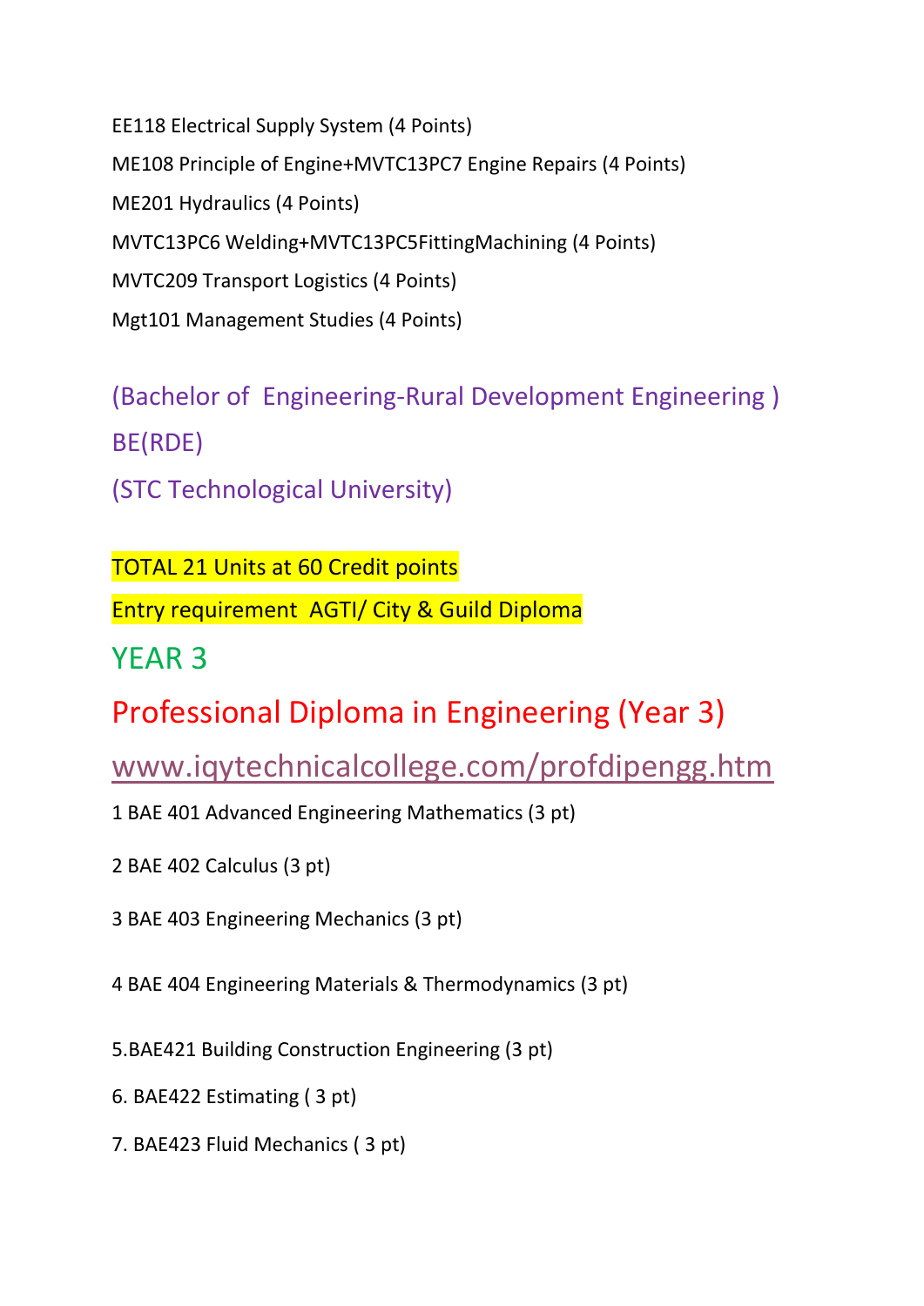EE118 Electrical Supply System (4 Points)

ME108 Principle of Engine+MVTC13PC7 Engine Repairs (4 Points)

ME201 Hydraulics (4 Points)

MVTC13PC6 Welding+MVTC13PC5FittingMachining (4 Points)

MVTC209 Transport Logistics (4 Points)

Mgt101 Management Studies (4 Points)

## (Bachelor of Engineering-Rural Development Engineering )

## BE(RDE)

## (STC Technological University)

TOTAL 21 Units at 60 Credit points

Entry requirement AGTI/ City & Guild Diploma

## YEAR 3

## Professional Diploma in Engineering (Year 3)

## www.iqytechnicalcollege.com/profdipengg.htm

1 BAE 401 Advanced Engineering Mathematics (3 pt)

2 BAE 402 Calculus (3 pt)

3 BAE 403 Engineering Mechanics (3 pt)

4 BAE 404 Engineering Materials & Thermodynamics (3 pt)

5.BAE421 Building Construction Engineering (3 pt)

6. BAE422 Estimating ( 3 pt)

7. BAE423 Fluid Mechanics ( 3 pt)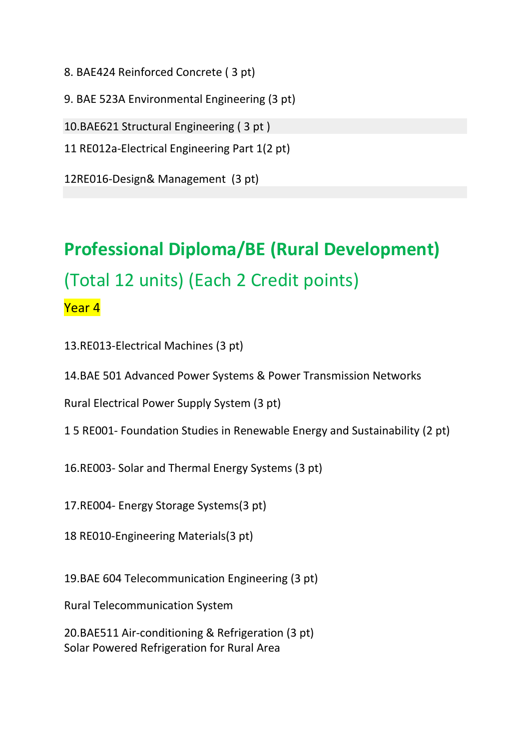8. BAE424 Reinforced Concrete ( 3 pt)

9. BAE 523A Environmental Engineering (3 pt)

10.BAE621 Structural Engineering ( 3 pt )

11 RE012a-Electrical Engineering Part 1(2 pt)

12RE016-Design& Management (3 pt)

## Professional Diploma/BE (Rural Development)

## (Total 12 units) (Each 2 Credit points)

Year 4

13.RE013-Electrical Machines (3 pt)

14.BAE 501 Advanced Power Systems & Power Transmission Networks

Rural Electrical Power Supply System (3 pt)

1 5 RE001- Foundation Studies in Renewable Energy and Sustainability (2 pt)

16.RE003- Solar and Thermal Energy Systems (3 pt)

17.RE004- Energy Storage Systems(3 pt)

18 RE010-Engineering Materials(3 pt)

19.BAE 604 Telecommunication Engineering (3 pt)

Rural Telecommunication System

20.BAE511 Air-conditioning & Refrigeration (3 pt)
Solar Powered Refrigeration for Rural Area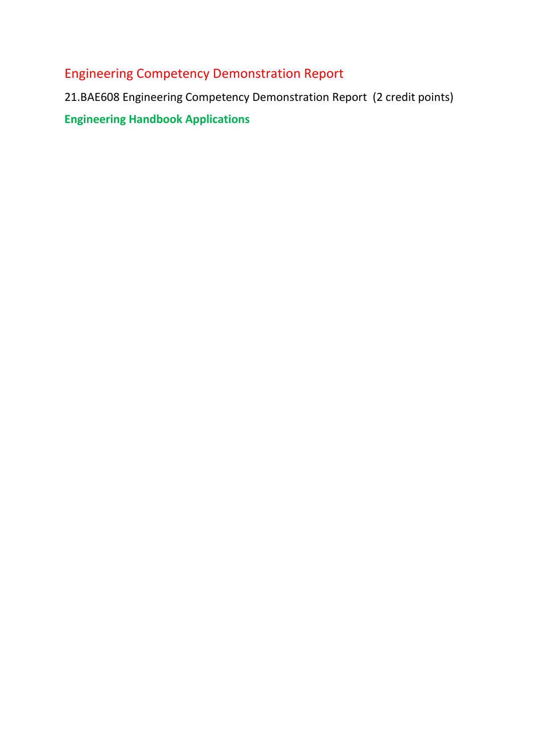## Engineering Competency Demonstration Report

21.BAE608 Engineering Competency Demonstration Report (2 credit points)

**Engineering Handbook Applications**